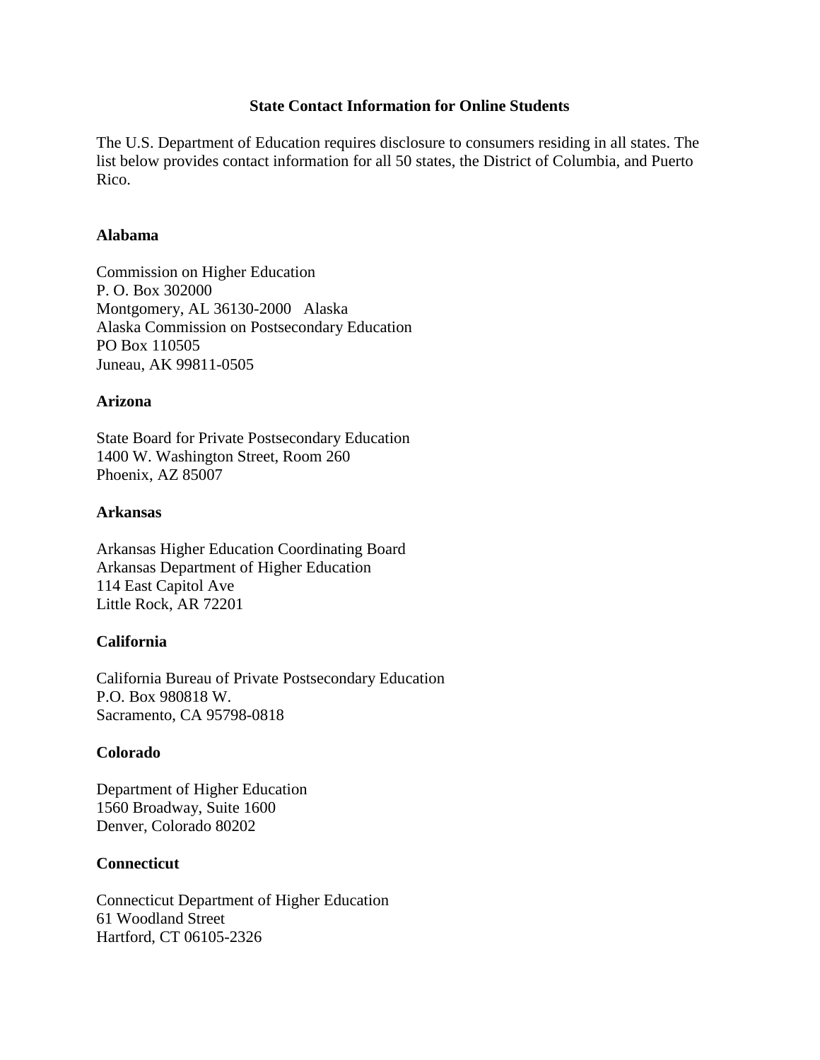## State Contact Information for Online Students

The U.S. Department of Education requires disclosure to consumers residing in all states. The list below provides contact information for all 50 states, the District of Columbia, and Puerto Rico.

### Alabama

Commission on Higher Education
P. O. Box 302000
Montgomery, AL 36130-2000 Alaska
Alaska Commission on Postsecondary Education
PO Box 110505
Juneau, AK 99811-0505

### Arizona

State Board for Private Postsecondary Education
1400 W. Washington Street, Room 260
Phoenix, AZ 85007

### Arkansas

Arkansas Higher Education Coordinating Board
Arkansas Department of Higher Education
114 East Capitol Ave
Little Rock, AR 72201

### California

California Bureau of Private Postsecondary Education
P.O. Box 980818 W.
Sacramento, CA 95798-0818

### Colorado

Department of Higher Education
1560 Broadway, Suite 1600
Denver, Colorado 80202

### Connecticut

Connecticut Department of Higher Education
61 Woodland Street
Hartford, CT 06105-2326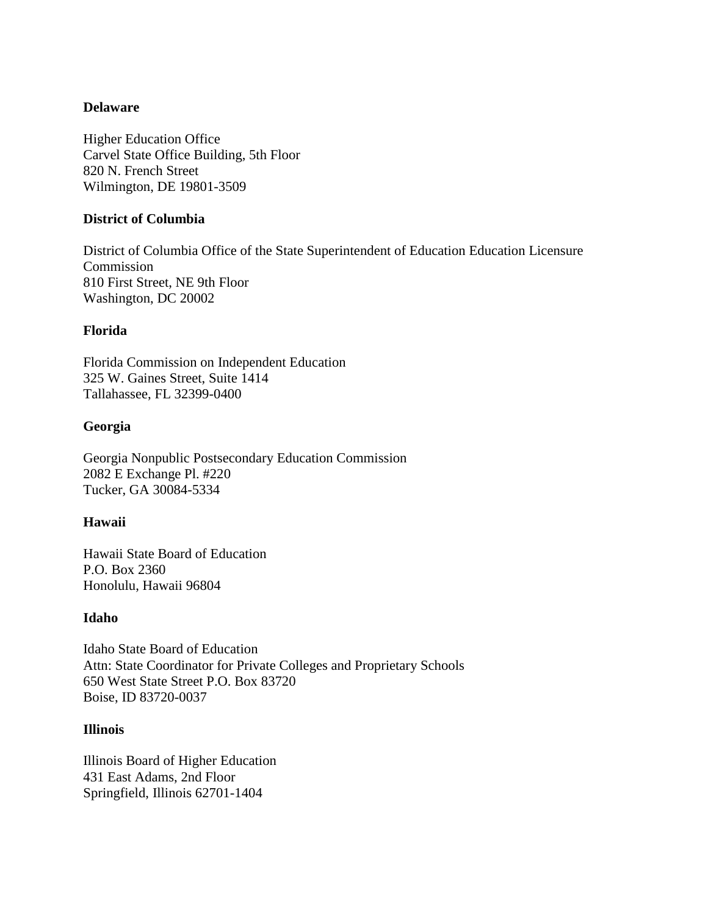**Delaware**

Higher Education Office
Carvel State Office Building, 5th Floor
820 N. French Street
Wilmington, DE 19801-3509

**District of Columbia**

District of Columbia Office of the State Superintendent of Education Education Licensure Commission
810 First Street, NE 9th Floor
Washington, DC 20002

**Florida**

Florida Commission on Independent Education
325 W. Gaines Street, Suite 1414
Tallahassee, FL 32399-0400

**Georgia**

Georgia Nonpublic Postsecondary Education Commission
2082 E Exchange Pl. #220
Tucker, GA 30084-5334

**Hawaii**

Hawaii State Board of Education
P.O. Box 2360
Honolulu, Hawaii 96804

**Idaho**

Idaho State Board of Education
Attn: State Coordinator for Private Colleges and Proprietary Schools
650 West State Street P.O. Box 83720
Boise, ID 83720-0037

**Illinois**

Illinois Board of Higher Education
431 East Adams, 2nd Floor
Springfield, Illinois 62701-1404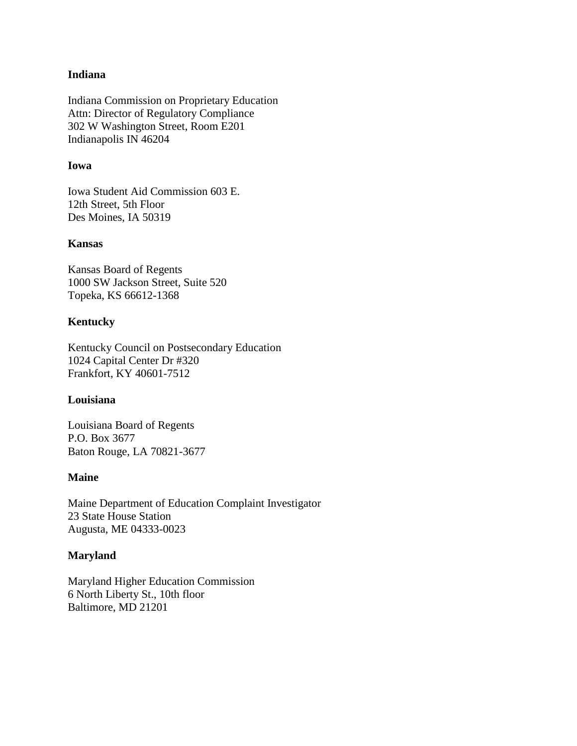**Indiana**

Indiana Commission on Proprietary Education
Attn: Director of Regulatory Compliance
302 W Washington Street, Room E201
Indianapolis IN 46204

**Iowa**

Iowa Student Aid Commission 603 E.
12th Street, 5th Floor
Des Moines, IA 50319

**Kansas**

Kansas Board of Regents
1000 SW Jackson Street, Suite 520
Topeka, KS 66612-1368

**Kentucky**

Kentucky Council on Postsecondary Education
1024 Capital Center Dr #320
Frankfort, KY 40601-7512

**Louisiana**

Louisiana Board of Regents
P.O. Box 3677
Baton Rouge, LA 70821-3677

**Maine**

Maine Department of Education Complaint Investigator
23 State House Station
Augusta, ME 04333-0023

**Maryland**

Maryland Higher Education Commission
6 North Liberty St., 10th floor
Baltimore, MD 21201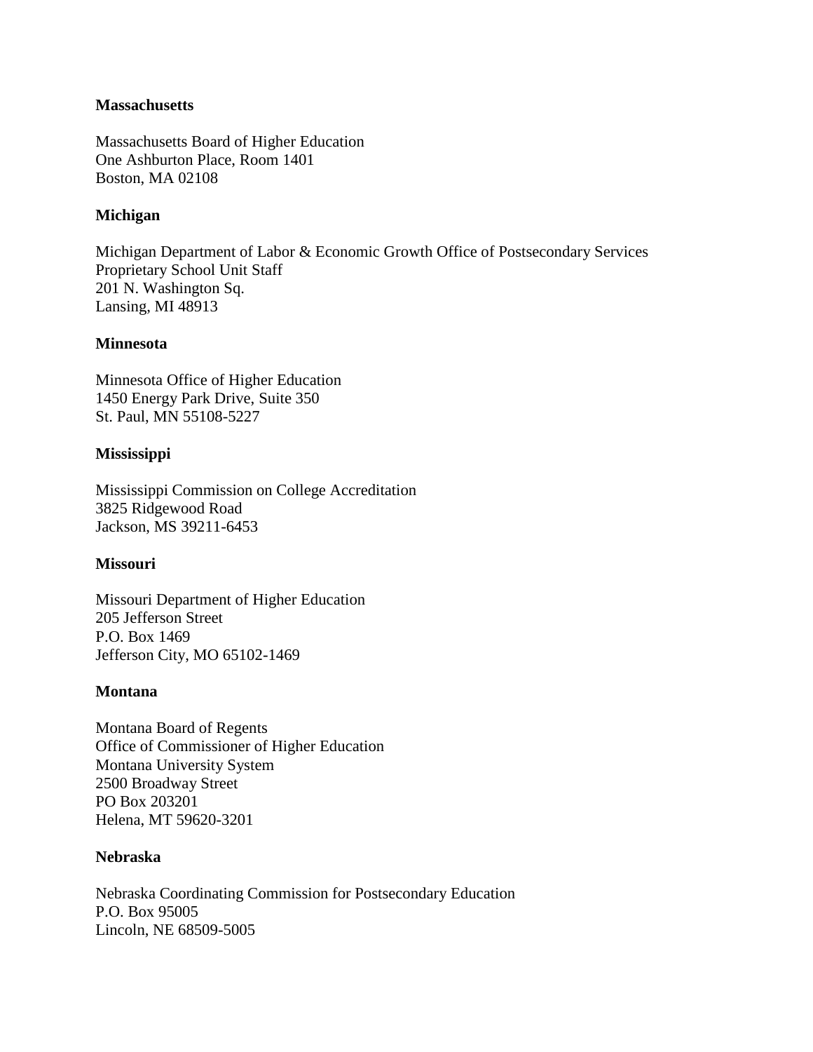**Massachusetts**

Massachusetts Board of Higher Education
One Ashburton Place, Room 1401
Boston, MA 02108

**Michigan**

Michigan Department of Labor & Economic Growth Office of Postsecondary Services
Proprietary School Unit Staff
201 N. Washington Sq.
Lansing, MI 48913

**Minnesota**

Minnesota Office of Higher Education
1450 Energy Park Drive, Suite 350
St. Paul, MN 55108-5227

**Mississippi**

Mississippi Commission on College Accreditation
3825 Ridgewood Road
Jackson, MS 39211-6453

**Missouri**

Missouri Department of Higher Education
205 Jefferson Street
P.O. Box 1469
Jefferson City, MO 65102-1469

**Montana**

Montana Board of Regents
Office of Commissioner of Higher Education
Montana University System
2500 Broadway Street
PO Box 203201
Helena, MT 59620-3201

**Nebraska**

Nebraska Coordinating Commission for Postsecondary Education
P.O. Box 95005
Lincoln, NE 68509-5005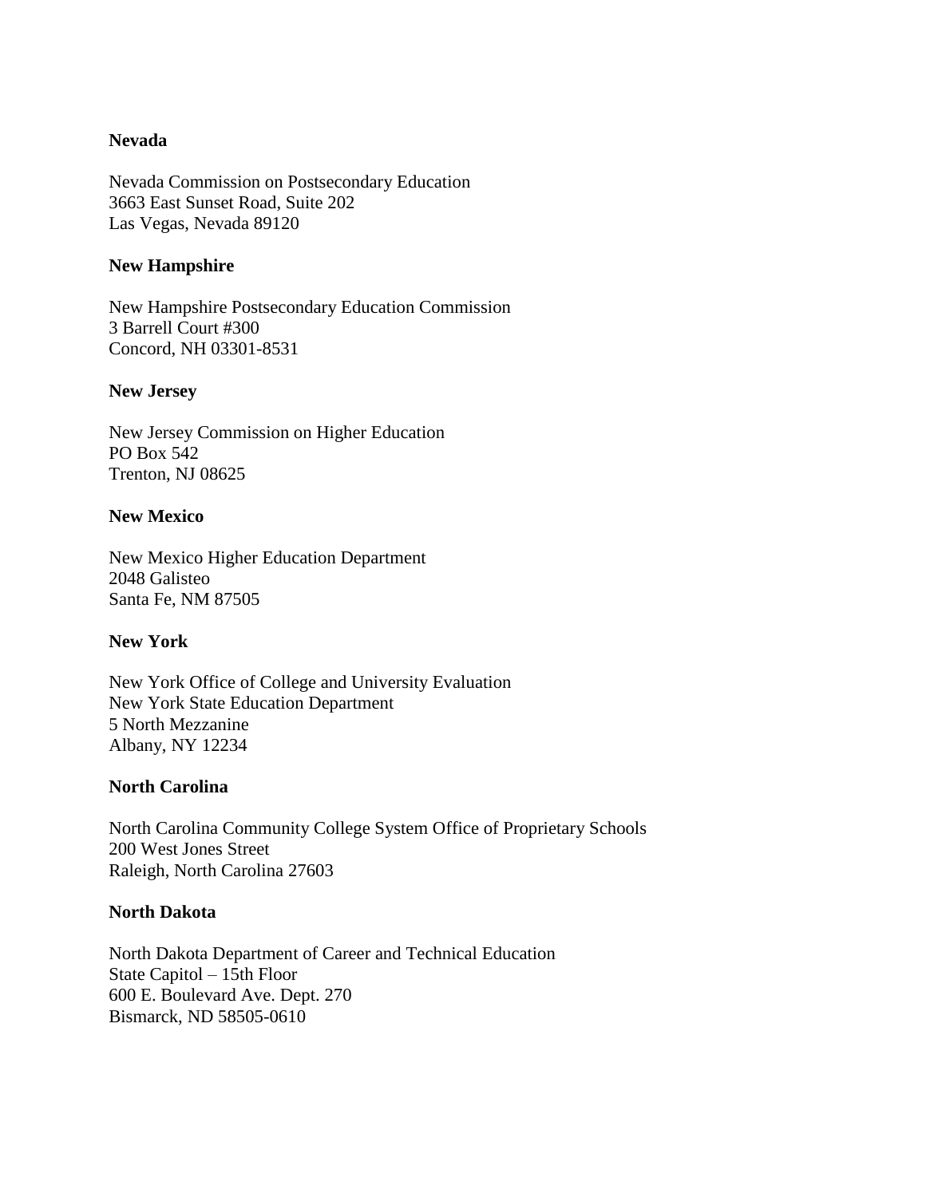**Nevada**

Nevada Commission on Postsecondary Education
3663 East Sunset Road, Suite 202
Las Vegas, Nevada 89120

**New Hampshire**

New Hampshire Postsecondary Education Commission
3 Barrell Court #300
Concord, NH 03301-8531

**New Jersey**

New Jersey Commission on Higher Education
PO Box 542
Trenton, NJ 08625

**New Mexico**

New Mexico Higher Education Department
2048 Galisteo
Santa Fe, NM 87505

**New York**

New York Office of College and University Evaluation
New York State Education Department
5 North Mezzanine
Albany, NY 12234

**North Carolina**

North Carolina Community College System Office of Proprietary Schools
200 West Jones Street
Raleigh, North Carolina 27603

**North Dakota**

North Dakota Department of Career and Technical Education
State Capitol – 15th Floor
600 E. Boulevard Ave. Dept. 270
Bismarck, ND 58505-0610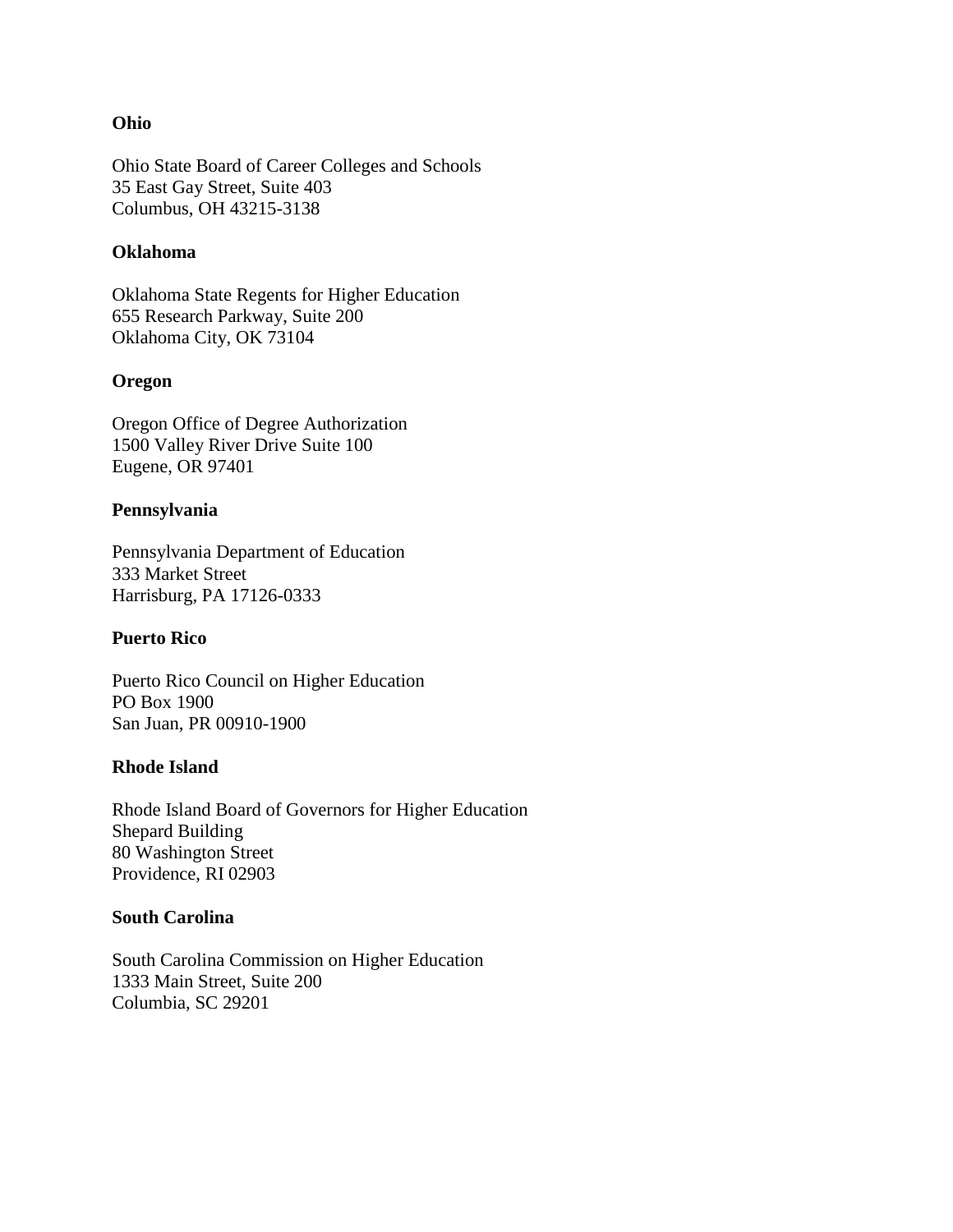**Ohio**

Ohio State Board of Career Colleges and Schools
35 East Gay Street, Suite 403
Columbus, OH 43215-3138

**Oklahoma**

Oklahoma State Regents for Higher Education
655 Research Parkway, Suite 200
Oklahoma City, OK 73104

**Oregon**

Oregon Office of Degree Authorization
1500 Valley River Drive Suite 100
Eugene, OR 97401

**Pennsylvania**

Pennsylvania Department of Education
333 Market Street
Harrisburg, PA 17126-0333

**Puerto Rico**

Puerto Rico Council on Higher Education
PO Box 1900
San Juan, PR 00910-1900

**Rhode Island**

Rhode Island Board of Governors for Higher Education
Shepard Building
80 Washington Street
Providence, RI 02903

**South Carolina**

South Carolina Commission on Higher Education
1333 Main Street, Suite 200
Columbia, SC 29201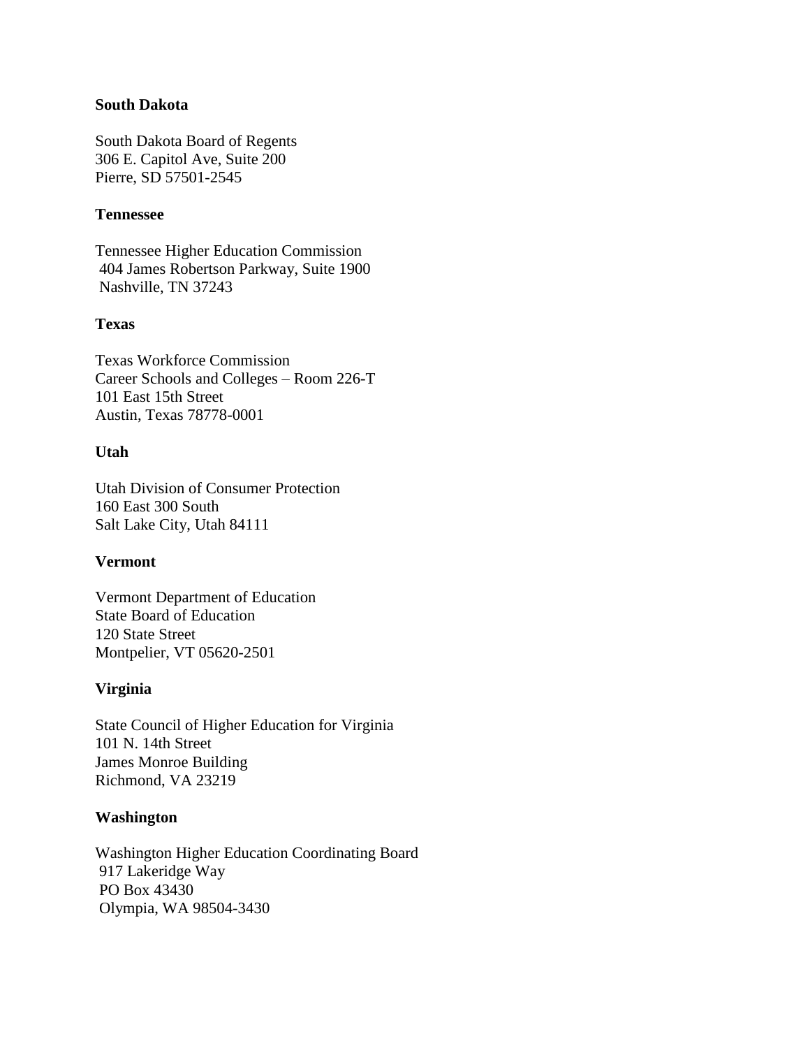**South Dakota**

South Dakota Board of Regents
306 E. Capitol Ave, Suite 200
Pierre, SD 57501-2545

**Tennessee**

Tennessee Higher Education Commission
404 James Robertson Parkway, Suite 1900
Nashville, TN 37243

**Texas**

Texas Workforce Commission
Career Schools and Colleges – Room 226-T
101 East 15th Street
Austin, Texas 78778-0001

**Utah**

Utah Division of Consumer Protection
160 East 300 South
Salt Lake City, Utah 84111

**Vermont**

Vermont Department of Education
State Board of Education
120 State Street
Montpelier, VT 05620-2501

**Virginia**

State Council of Higher Education for Virginia
101 N. 14th Street
James Monroe Building
Richmond, VA 23219

**Washington**

Washington Higher Education Coordinating Board
917 Lakeridge Way
PO Box 43430
Olympia, WA 98504-3430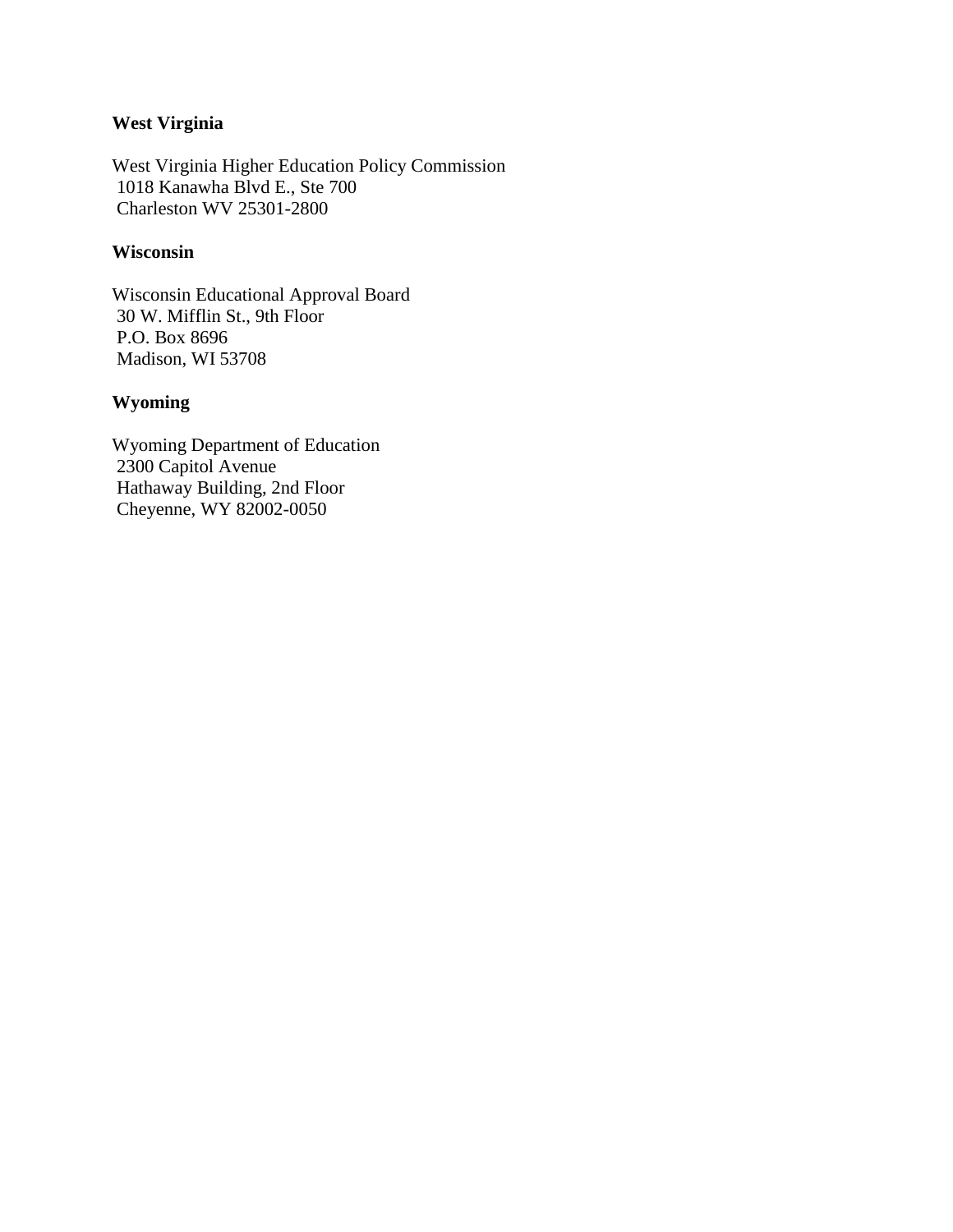**West Virginia**

West Virginia Higher Education Policy Commission
1018 Kanawha Blvd E., Ste 700
Charleston WV 25301-2800

**Wisconsin**

Wisconsin Educational Approval Board
30 W. Mifflin St., 9th Floor
P.O. Box 8696
Madison, WI 53708

**Wyoming**

Wyoming Department of Education
2300 Capitol Avenue
Hathaway Building, 2nd Floor
Cheyenne, WY 82002-0050